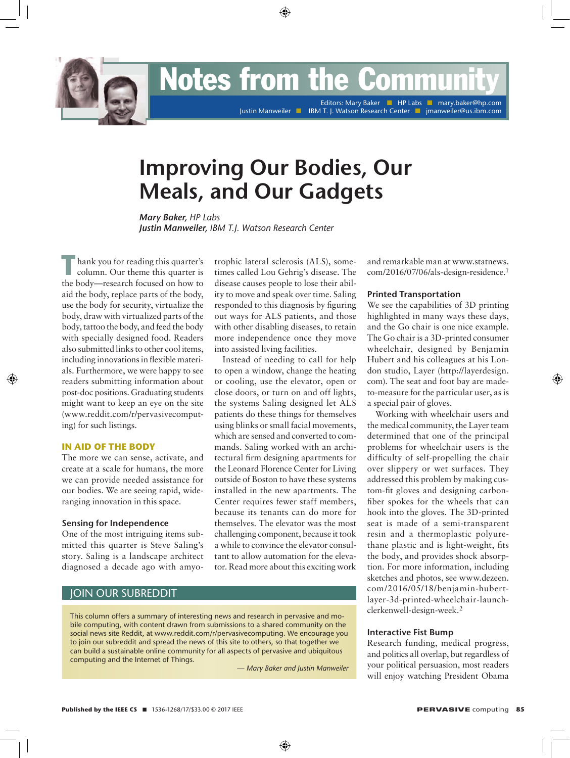# Notes from the Community

Editors: Mary Baker ■ HP Labs ■ mary.baker@hp.com
Justin Manweiler ■ IBM T. J. Watson Research Center ■ jmanweiler@us.ibm.com

# Improving Our Bodies, Our Meals, and Our Gadgets

***Mary Baker**, HP Labs*
***Justin Manweiler**, IBM T.J. Watson Research Center*

Thank you for reading this quarter's column. Our theme this quarter is the body—research focused on how to aid the body, replace parts of the body, use the body for security, virtualize the body, draw with virtualized parts of the body, tattoo the body, and feed the body with specially designed food. Readers also submitted links to other cool items, including innovations in flexible materials. Furthermore, we were happy to see readers submitting information about post-doc positions. Graduating students might want to keep an eye on the site (www.reddit.com/r/pervasivecomputing) for such listings.

## IN AID OF THE BODY

The more we can sense, activate, and create at a scale for humans, the more we can provide needed assistance for our bodies. We are seeing rapid, wide-ranging innovation in this space.

### Sensing for Independence

One of the most intriguing items submitted this quarter is Steve Saling's story. Saling is a landscape architect diagnosed a decade ago with amyotrophic lateral sclerosis (ALS), sometimes called Lou Gehrig's disease. The disease causes people to lose their ability to move and speak over time. Saling responded to this diagnosis by figuring out ways for ALS patients, and those with other disabling diseases, to retain more independence once they move into assisted living facilities.

Instead of needing to call for help to open a window, change the heating or cooling, use the elevator, open or close doors, or turn on and off lights, the systems Saling designed let ALS patients do these things for themselves using blinks or small facial movements, which are sensed and converted to commands. Saling worked with an architectural firm designing apartments for the Leonard Florence Center for Living outside of Boston to have these systems installed in the new apartments. The Center requires fewer staff members, because its tenants can do more for themselves. The elevator was the most challenging component, because it took a while to convince the elevator consultant to allow automation for the elevator. Read more about this exciting work and remarkable man at www.statnews.com/2016/07/06/als-design-residence.[1]

### Printed Transportation

We see the capabilities of 3D printing highlighted in many ways these days, and the Go chair is one nice example. The Go chair is a 3D-printed consumer wheelchair, designed by Benjamin Hubert and his colleagues at his London studio, Layer (http://layerdesign.com). The seat and foot bay are made-to-measure for the particular user, as is a special pair of gloves.

Working with wheelchair users and the medical community, the Layer team determined that one of the principal problems for wheelchair users is the difficulty of self-propelling the chair over slippery or wet surfaces. They addressed this problem by making custom-fit gloves and designing carbon-fiber spokes for the wheels that can hook into the gloves. The 3D-printed seat is made of a semi-transparent resin and a thermoplastic polyurethane plastic and is light-weight, fits the body, and provides shock absorption. For more information, including sketches and photos, see www.dezeen.com/2016/05/18/benjamin-hubert-layer-3d-printed-wheelchair-launch-clerkenwell-design-week.[2]

### Interactive Fist Bump

Research funding, medical progress, and politics all overlap, but regardless of your political persuasion, most readers will enjoy watching President Obama

## JOIN OUR SUBREDDIT

This column offers a summary of interesting news and research in pervasive and mobile computing, with content drawn from submissions to a shared community on the social news site Reddit, at www.reddit.com/r/pervasivecomputing. We encourage you to join our subreddit and spread the news of this site to others, so that together we can build a sustainable online community for all aspects of pervasive and ubiquitous computing and the Internet of Things.

*— Mary Baker and Justin Manweiler*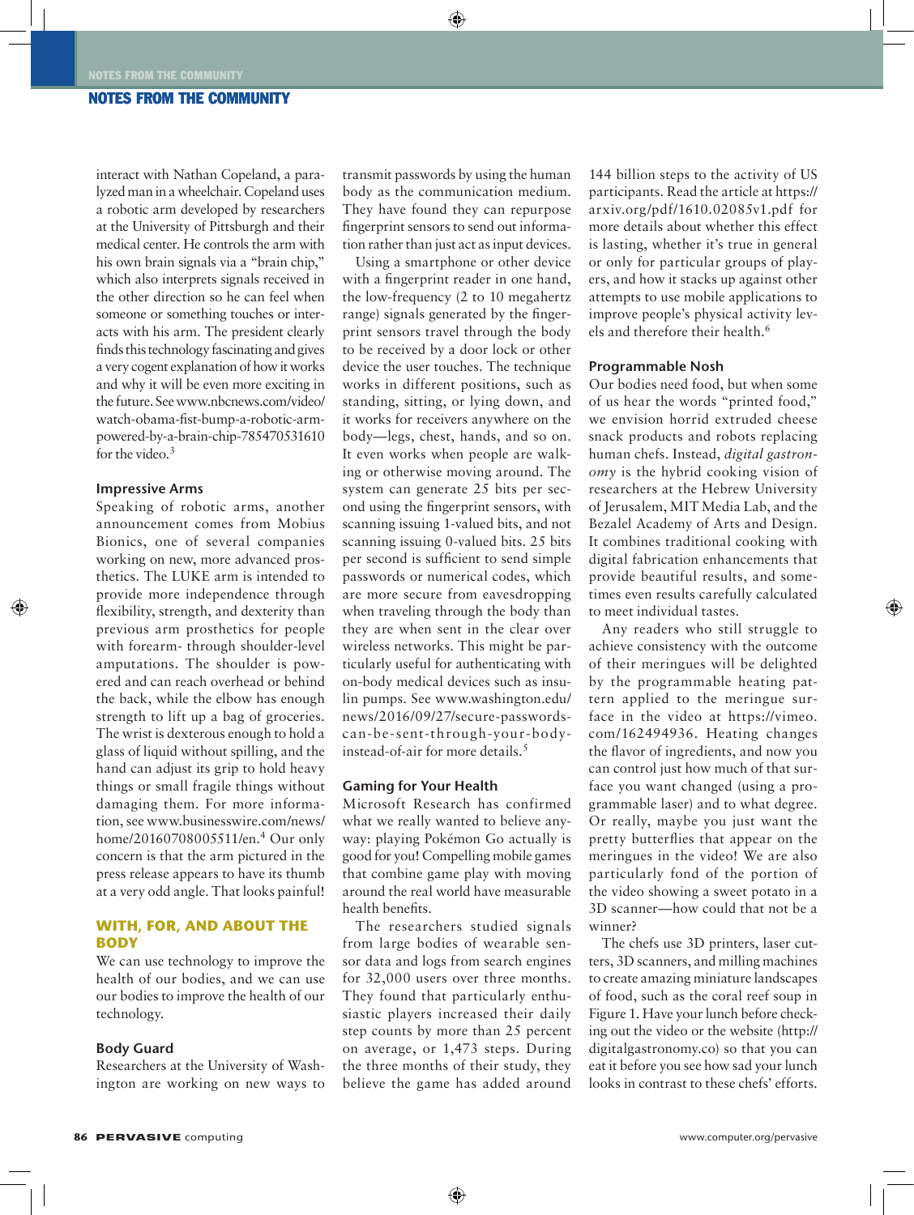interact with Nathan Copeland, a paralyzed man in a wheelchair. Copeland uses a robotic arm developed by researchers at the University of Pittsburgh and their medical center. He controls the arm with his own brain signals via a "brain chip," which also interprets signals received in the other direction so he can feel when someone or something touches or interacts with his arm. The president clearly finds this technology fascinating and gives a very cogent explanation of how it works and why it will be even more exciting in the future. See www.nbcnews.com/video/watch-obama-fist-bump-a-robotic-arm-powered-by-a-brain-chip-785470531610 for the video.[3]

### Impressive Arms

Speaking of robotic arms, another announcement comes from Mobius Bionics, one of several companies working on new, more advanced prosthetics. The LUKE arm is intended to provide more independence through flexibility, strength, and dexterity than previous arm prosthetics for people with forearm- through shoulder-level amputations. The shoulder is powered and can reach overhead or behind the back, while the elbow has enough strength to lift up a bag of groceries. The wrist is dexterous enough to hold a glass of liquid without spilling, and the hand can adjust its grip to hold heavy things or small fragile things without damaging them. For more information, see www.businesswire.com/news/home/20160708005511/en.[4] Our only concern is that the arm pictured in the press release appears to have its thumb at a very odd angle. That looks painful!

## WITH, FOR, AND ABOUT THE BODY

We can use technology to improve the health of our bodies, and we can use our bodies to improve the health of our technology.

### Body Guard

Researchers at the University of Washington are working on new ways to transmit passwords by using the human body as the communication medium. They have found they can repurpose fingerprint sensors to send out information rather than just act as input devices.

Using a smartphone or other device with a fingerprint reader in one hand, the low-frequency (2 to 10 megahertz range) signals generated by the fingerprint sensors travel through the body to be received by a door lock or other device the user touches. The technique works in different positions, such as standing, sitting, or lying down, and it works for receivers anywhere on the body—legs, chest, hands, and so on. It even works when people are walking or otherwise moving around. The system can generate 25 bits per second using the fingerprint sensors, with scanning issuing 1-valued bits, and not scanning issuing 0-valued bits. 25 bits per second is sufficient to send simple passwords or numerical codes, which are more secure from eavesdropping when traveling through the body than they are when sent in the clear over wireless networks. This might be particularly useful for authenticating with on-body medical devices such as insulin pumps. See www.washington.edu/news/2016/09/27/secure-passwords-can-be-sent-through-your-body-instead-of-air for more details.[5]

### Gaming for Your Health

Microsoft Research has confirmed what we really wanted to believe anyway: playing Pokémon Go actually is good for you! Compelling mobile games that combine game play with moving around the real world have measurable health benefits.

The researchers studied signals from large bodies of wearable sensor data and logs from search engines for 32,000 users over three months. They found that particularly enthusiastic players increased their daily step counts by more than 25 percent on average, or 1,473 steps. During the three months of their study, they believe the game has added around 144 billion steps to the activity of US participants. Read the article at https://arxiv.org/pdf/1610.02085v1.pdf for more details about whether this effect is lasting, whether it's true in general or only for particular groups of players, and how it stacks up against other attempts to use mobile applications to improve people's physical activity levels and therefore their health.[6]

### Programmable Nosh

Our bodies need food, but when some of us hear the words "printed food," we envision horrid extruded cheese snack products and robots replacing human chefs. Instead, *digital gastronomy* is the hybrid cooking vision of researchers at the Hebrew University of Jerusalem, MIT Media Lab, and the Bezalel Academy of Arts and Design. It combines traditional cooking with digital fabrication enhancements that provide beautiful results, and sometimes even results carefully calculated to meet individual tastes.

Any readers who still struggle to achieve consistency with the outcome of their meringues will be delighted by the programmable heating pattern applied to the meringue surface in the video at https://vimeo.com/162494936. Heating changes the flavor of ingredients, and now you can control just how much of that surface you want changed (using a programmable laser) and to what degree. Or really, maybe you just want the pretty butterflies that appear on the meringues in the video! We are also particularly fond of the portion of the video showing a sweet potato in a 3D scanner—how could that not be a winner?

The chefs use 3D printers, laser cutters, 3D scanners, and milling machines to create amazing miniature landscapes of food, such as the coral reef soup in Figure 1. Have your lunch before checking out the video or the website (http://digitalgastronomy.co) so that you can eat it before you see how sad your lunch looks in contrast to these chefs' efforts.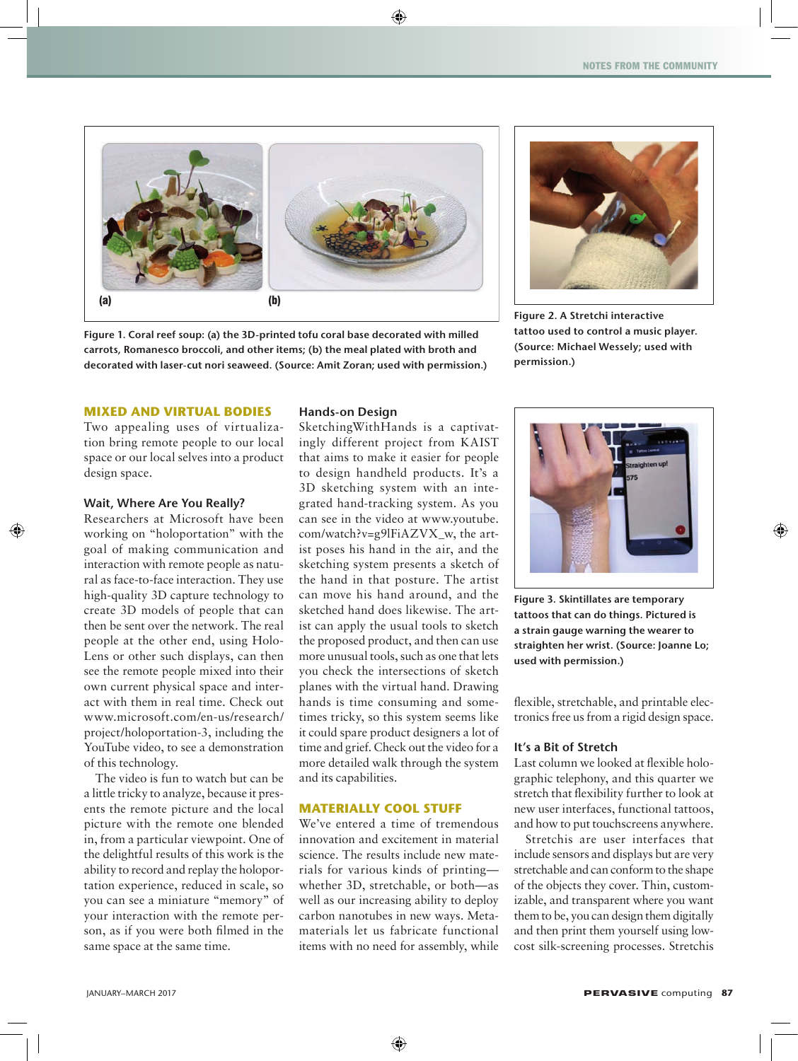Figure 1. Coral reef soup: (a) the 3D-printed tofu coral base decorated with milled carrots, Romanesco broccoli, and other items; (b) the meal plated with broth and decorated with laser-cut nori seaweed. (Source: Amit Zoran; used with permission.)

Figure 2. A Stretchi interactive tattoo used to control a music player. (Source: Michael Wessely; used with permission.)

Figure 3. Skintillates are temporary tattoos that can do things. Pictured is a strain gauge warning the wearer to straighten her wrist. (Source: Joanne Lo; used with permission.)

## MIXED AND VIRTUAL BODIES

Two appealing uses of virtualization bring remote people to our local space or our local selves into a product design space.

### Wait, Where Are You Really?

Researchers at Microsoft have been working on "holoportation" with the goal of making communication and interaction with remote people as natural as face-to-face interaction. They use high-quality 3D capture technology to create 3D models of people that can then be sent over the network. The real people at the other end, using HoloLens or other such displays, can then see the remote people mixed into their own current physical space and interact with them in real time. Check out www.microsoft.com/en-us/research/project/holoportation-3, including the YouTube video, to see a demonstration of this technology.

The video is fun to watch but can be a little tricky to analyze, because it presents the remote picture and the local picture with the remote one blended in, from a particular viewpoint. One of the delightful results of this work is the ability to record and replay the holoportation experience, reduced in scale, so you can see a miniature "memory" of your interaction with the remote person, as if you were both filmed in the same space at the same time.

### Hands-on Design

SketchingWithHands is a captivatingly different project from KAIST that aims to make it easier for people to design handheld products. It's a 3D sketching system with an integrated hand-tracking system. As you can see in the video at www.youtube.com/watch?v=g9lFiAZVX_w, the artist poses his hand in the air, and the sketching system presents a sketch of the hand in that posture. The artist can move his hand around, and the sketched hand does likewise. The artist can apply the usual tools to sketch the proposed product, and then can use more unusual tools, such as one that lets you check the intersections of sketch planes with the virtual hand. Drawing hands is time consuming and sometimes tricky, so this system seems like it could spare product designers a lot of time and grief. Check out the video for a more detailed walk through the system and its capabilities.

## MATERIALLY COOL STUFF

We've entered a time of tremendous innovation and excitement in material science. The results include new materials for various kinds of printing—whether 3D, stretchable, or both—as well as our increasing ability to deploy carbon nanotubes in new ways. Metamaterials let us fabricate functional items with no need for assembly, while flexible, stretchable, and printable electronics free us from a rigid design space.

### It's a Bit of Stretch

Last column we looked at flexible holographic telephony, and this quarter we stretch that flexibility further to look at new user interfaces, functional tattoos, and how to put touchscreens anywhere.

Stretchis are user interfaces that include sensors and displays but are very stretchable and can conform to the shape of the objects they cover. Thin, customizable, and transparent where you want them to be, you can design them digitally and then print them yourself using low-cost silk-screening processes. Stretchis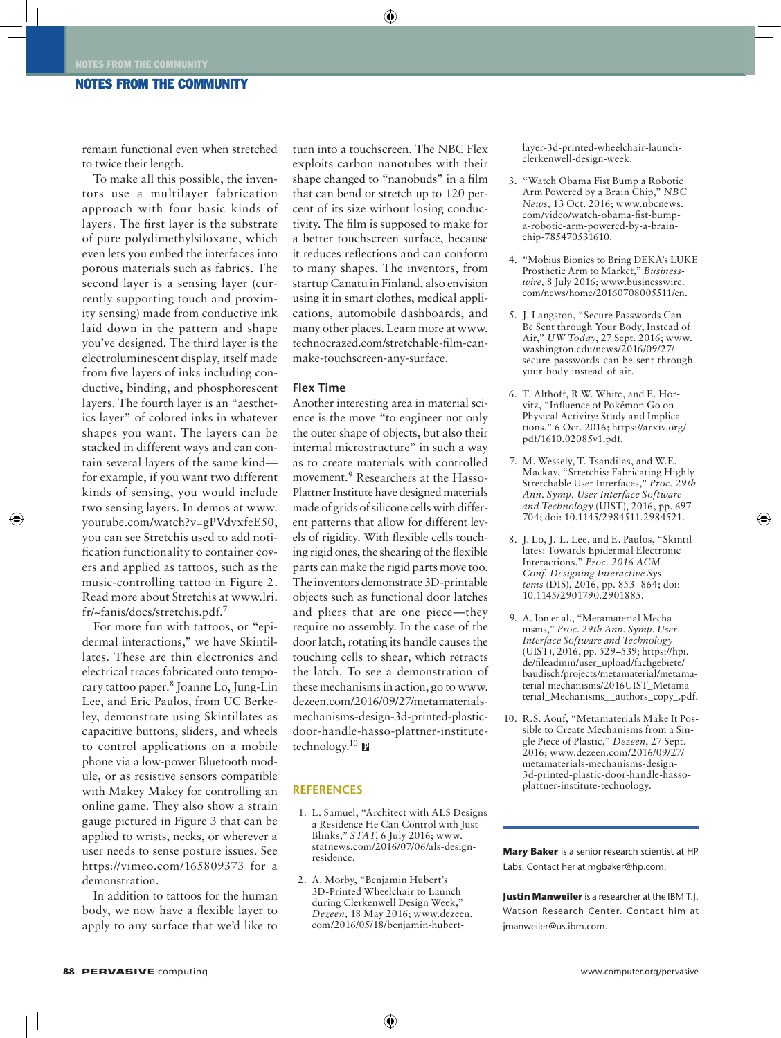remain functional even when stretched to twice their length.

To make all this possible, the inventors use a multilayer fabrication approach with four basic kinds of layers. The first layer is the substrate of pure polydimethylsiloxane, which even lets you embed the interfaces into porous materials such as fabrics. The second layer is a sensing layer (currently supporting touch and proximity sensing) made from conductive ink laid down in the pattern and shape you've designed. The third layer is the electroluminescent display, itself made from five layers of inks including conductive, binding, and phosphorescent layers. The fourth layer is an "aesthetics layer" of colored inks in whatever shapes you want. The layers can be stacked in different ways and can contain several layers of the same kind—for example, if you want two different kinds of sensing, you would include two sensing layers. In demos at www.youtube.com/watch?v=gPVdvxfeE50, you can see Stretchis used to add notification functionality to container covers and applied as tattoos, such as the music-controlling tattoo in Figure 2. Read more about Stretchis at www.lri.fr/~fanis/docs/stretchis.pdf.[7]

For more fun with tattoos, or "epidermal interactions," we have Skintillates. These are thin electronics and electrical traces fabricated onto temporary tattoo paper.[8] Joanne Lo, Jung-Lin Lee, and Eric Paulos, from UC Berkeley, demonstrate using Skintillates as capacitive buttons, sliders, and wheels to control applications on a mobile phone via a low-power Bluetooth module, or as resistive sensors compatible with Makey Makey for controlling an online game. They also show a strain gauge pictured in Figure 3 that can be applied to wrists, necks, or wherever a user needs to sense posture issues. See https://vimeo.com/165809373 for a demonstration.

In addition to tattoos for the human body, we now have a flexible layer to apply to any surface that we'd like to turn into a touchscreen. The NBC Flex exploits carbon nanotubes with their shape changed to "nanobuds" in a film that can bend or stretch up to 120 percent of its size without losing conductivity. The film is supposed to make for a better touchscreen surface, because it reduces reflections and can conform to many shapes. The inventors, from startup Canatu in Finland, also envision using it in smart clothes, medical applications, automobile dashboards, and many other places. Learn more at www.technocrazed.com/stretchable-film-can-make-touchscreen-any-surface.

### Flex Time

Another interesting area in material science is the move "to engineer not only the outer shape of objects, but also their internal microstructure" in such a way as to create materials with controlled movement.[9] Researchers at the Hasso-Plattner Institute have designed materials made of grids of silicone cells with different patterns that allow for different levels of rigidity. With flexible cells touching rigid ones, the shearing of the flexible parts can make the rigid parts move too. The inventors demonstrate 3D-printable objects such as functional door latches and pliers that are one piece—they require no assembly. In the case of the door latch, rotating its handle causes the touching cells to shear, which retracts the latch. To see a demonstration of these mechanisms in action, go to www.dezeen.com/2016/09/27/metamaterials-mechanisms-design-3d-printed-plastic-door-handle-hasso-plattner-institute-technology.[10]

## REFERENCES

1. L. Samuel, "Architect with ALS Designs a Residence He Can Control with Just Blinks," *STAT*, 6 July 2016; www.statnews.com/2016/07/06/als-design-residence.
2. A. Morby, "Benjamin Hubert's 3D-Printed Wheelchair to Launch during Clerkenwell Design Week," *Dezeen*, 18 May 2016; www.dezeen.com/2016/05/18/benjamin-hubert-layer-3d-printed-wheelchair-launch-clerkenwell-design-week.
3. "Watch Obama Fist Bump a Robotic Arm Powered by a Brain Chip," *NBC News*, 13 Oct. 2016; www.nbcnews.com/video/watch-obama-fist-bump-a-robotic-arm-powered-by-a-brain-chip-785470531610.
4. "Mobius Bionics to Bring DEKA's LUKE Prosthetic Arm to Market," *Businesswire*, 8 July 2016; www.businesswire.com/news/home/20160708005511/en.
5. J. Langston, "Secure Passwords Can Be Sent through Your Body, Instead of Air," *UW Today*, 27 Sept. 2016; www.washington.edu/news/2016/09/27/secure-passwords-can-be-sent-through-your-body-instead-of-air.
6. T. Althoff, R.W. White, and E. Horvitz, "Influence of Pokémon Go on Physical Activity: Study and Implications," 6 Oct. 2016; https://arxiv.org/pdf/1610.02085v1.pdf.
7. M. Wessely, T. Tsandilas, and W.E. Mackay, "Stretchis: Fabricating Highly Stretchable User Interfaces," *Proc. 29th Ann. Symp. User Interface Software and Technology* (UIST), 2016, pp. 697–704; doi: 10.1145/2984511.2984521.
8. J. Lo, J.-L. Lee, and E. Paulos, "Skintillates: Towards Epidermal Electronic Interactions," *Proc. 2016 ACM Conf. Designing Interactive Systems* (DIS), 2016, pp. 853–864; doi: 10.1145/2901790.2901885.
9. A. Ion et al., "Metamaterial Mechanisms," *Proc. 29th Ann. Symp. User Interface Software and Technology* (UIST), 2016, pp. 529–539; https://hpi.de/fileadmin/user_upload/fachgebiete/baudisch/projects/metamaterial/metamaterial-mechanisms/2016UIST_Metamaterial_Mechanisms__authors_copy_.pdf.
10. R.S. Aouf, "Metamaterials Make It Possible to Create Mechanisms from a Single Piece of Plastic," *Dezeen*, 27 Sept. 2016; www.dezeen.com/2016/09/27/metamaterials-mechanisms-design-3d-printed-plastic-door-handle-hasso-plattner-institute-technology.

**Mary Baker** is a senior research scientist at HP Labs. Contact her at mgbaker@hp.com.

**Justin Manweiler** is a researcher at the IBM T.J. Watson Research Center. Contact him at jmanweiler@us.ibm.com.